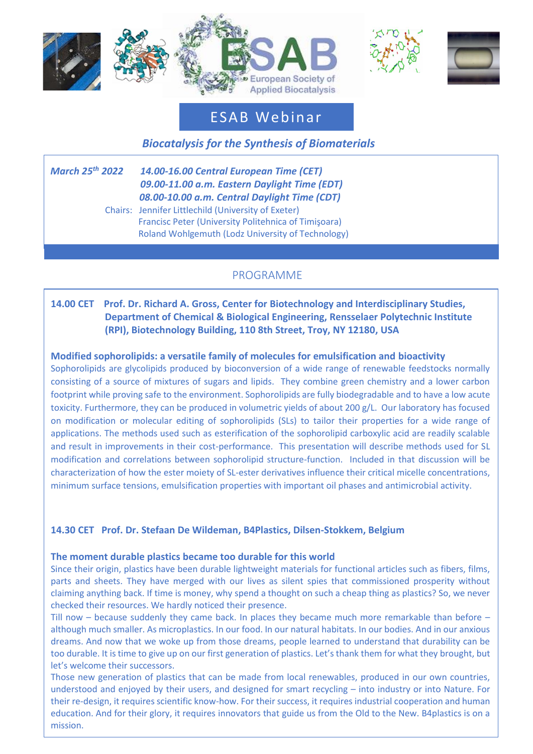ESAB European Society of Applied Biocatalysis

# ESAB Webinar

## *Biocatalysis for the Synthesis of Biomaterials*

***March 25th 2022*** ***14.00-16.00 Central European Time (CET)***
***09.00-11.00 a.m. Eastern Daylight Time (EDT)***
***08.00-10.00 a.m. Central Daylight Time (CDT)***

Chairs: Jennifer Littlechild (University of Exeter)
Francisc Peter (University Politehnica of Timişoara)
Roland Wohlgemuth (Lodz University of Technology)

## PROGRAMME

**14.00 CET Prof. Dr. Richard A. Gross, Center for Biotechnology and Interdisciplinary Studies, Department of Chemical & Biological Engineering, Rensselaer Polytechnic Institute (RPI), Biotechnology Building, 110 8th Street, Troy, NY 12180, USA**

**Modified sophorolipids: a versatile family of molecules for emulsification and bioactivity**

Sophorolipids are glycolipids produced by bioconversion of a wide range of renewable feedstocks normally consisting of a source of mixtures of sugars and lipids. They combine green chemistry and a lower carbon footprint while proving safe to the environment. Sophorolipids are fully biodegradable and to have a low acute toxicity. Furthermore, they can be produced in volumetric yields of about 200 g/L. Our laboratory has focused on modification or molecular editing of sophorolipids (SLs) to tailor their properties for a wide range of applications. The methods used such as esterification of the sophorolipid carboxylic acid are readily scalable and result in improvements in their cost-performance. This presentation will describe methods used for SL modification and correlations between sophorolipid structure-function. Included in that discussion will be characterization of how the ester moiety of SL-ester derivatives influence their critical micelle concentrations, minimum surface tensions, emulsification properties with important oil phases and antimicrobial activity.

**14.30 CET Prof. Dr. Stefaan De Wildeman, B4Plastics, Dilsen-Stokkem, Belgium**

**The moment durable plastics became too durable for this world**

Since their origin, plastics have been durable lightweight materials for functional articles such as fibers, films, parts and sheets. They have merged with our lives as silent spies that commissioned prosperity without claiming anything back. If time is money, why spend a thought on such a cheap thing as plastics? So, we never checked their resources. We hardly noticed their presence.

Till now – because suddenly they came back. In places they became much more remarkable than before – although much smaller. As microplastics. In our food. In our natural habitats. In our bodies. And in our anxious dreams. And now that we woke up from those dreams, people learned to understand that durability can be too durable. It is time to give up on our first generation of plastics. Let's thank them for what they brought, but let's welcome their successors.

Those new generation of plastics that can be made from local renewables, produced in our own countries, understood and enjoyed by their users, and designed for smart recycling – into industry or into Nature. For their re-design, it requires scientific know-how. For their success, it requires industrial cooperation and human education. And for their glory, it requires innovators that guide us from the Old to the New. B4plastics is on a mission.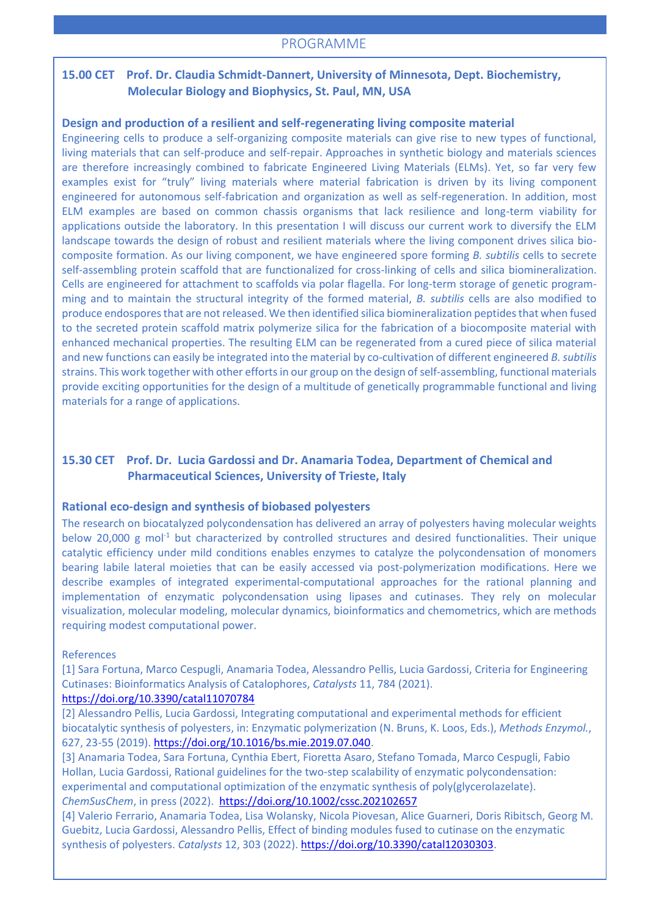## PROGRAMME

### 15.00 CET Prof. Dr. Claudia Schmidt-Dannert, University of Minnesota, Dept. Biochemistry, Molecular Biology and Biophysics, St. Paul, MN, USA

**Design and production of a resilient and self-regenerating living composite material**

Engineering cells to produce a self-organizing composite materials can give rise to new types of functional, living materials that can self-produce and self-repair. Approaches in synthetic biology and materials sciences are therefore increasingly combined to fabricate Engineered Living Materials (ELMs). Yet, so far very few examples exist for “truly” living materials where material fabrication is driven by its living component engineered for autonomous self-fabrication and organization as well as self-regeneration. In addition, most ELM examples are based on common chassis organisms that lack resilience and long-term viability for applications outside the laboratory. In this presentation I will discuss our current work to diversify the ELM landscape towards the design of robust and resilient materials where the living component drives silica bio-composite formation. As our living component, we have engineered spore forming *B. subtilis* cells to secrete self-assembling protein scaffold that are functionalized for cross-linking of cells and silica biomineralization. Cells are engineered for attachment to scaffolds via polar flagella. For long-term storage of genetic programming and to maintain the structural integrity of the formed material, *B. subtilis* cells are also modified to produce endospores that are not released. We then identified silica biomineralization peptides that when fused to the secreted protein scaffold matrix polymerize silica for the fabrication of a biocomposite material with enhanced mechanical properties. The resulting ELM can be regenerated from a cured piece of silica material and new functions can easily be integrated into the material by co-cultivation of different engineered *B. subtilis* strains. This work together with other efforts in our group on the design of self-assembling, functional materials provide exciting opportunities for the design of a multitude of genetically programmable functional and living materials for a range of applications.

### 15.30 CET Prof. Dr. Lucia Gardossi and Dr. Anamaria Todea, Department of Chemical and Pharmaceutical Sciences, University of Trieste, Italy

**Rational eco-design and synthesis of biobased polyesters**

The research on biocatalyzed polycondensation has delivered an array of polyesters having molecular weights below 20,000 g $mol^{-1}$ but characterized by controlled structures and desired functionalities. Their unique catalytic efficiency under mild conditions enables enzymes to catalyze the polycondensation of monomers bearing labile lateral moieties that can be easily accessed via post-polymerization modifications. Here we describe examples of integrated experimental-computational approaches for the rational planning and implementation of enzymatic polycondensation using lipases and cutinases. They rely on molecular visualization, molecular modeling, molecular dynamics, bioinformatics and chemometrics, which are methods requiring modest computational power.

References

[1] Sara Fortuna, Marco Cespugli, Anamaria Todea, Alessandro Pellis, Lucia Gardossi, Criteria for Engineering Cutinases: Bioinformatics Analysis of Catalophores, *Catalysts* 11, 784 (2021). https://doi.org/10.3390/catal11070784

[2] Alessandro Pellis, Lucia Gardossi, Integrating computational and experimental methods for efficient biocatalytic synthesis of polyesters, in: Enzymatic polymerization (N. Bruns, K. Loos, Eds.), *Methods Enzymol.*, 627, 23-55 (2019). https://doi.org/10.1016/bs.mie.2019.07.040.

[3] Anamaria Todea, Sara Fortuna, Cynthia Ebert, Fioretta Asaro, Stefano Tomada, Marco Cespugli, Fabio Hollan, Lucia Gardossi, Rational guidelines for the two-step scalability of enzymatic polycondensation: experimental and computational optimization of the enzymatic synthesis of poly(glycerolazelate). *ChemSusChem*, in press (2022). https://doi.org/10.1002/cssc.202102657

[4] Valerio Ferrario, Anamaria Todea, Lisa Wolansky, Nicola Piovesan, Alice Guarneri, Doris Ribitsch, Georg M. Guebitz, Lucia Gardossi, Alessandro Pellis, Effect of binding modules fused to cutinase on the enzymatic synthesis of polyesters. *Catalysts* 12, 303 (2022). https://doi.org/10.3390/catal12030303.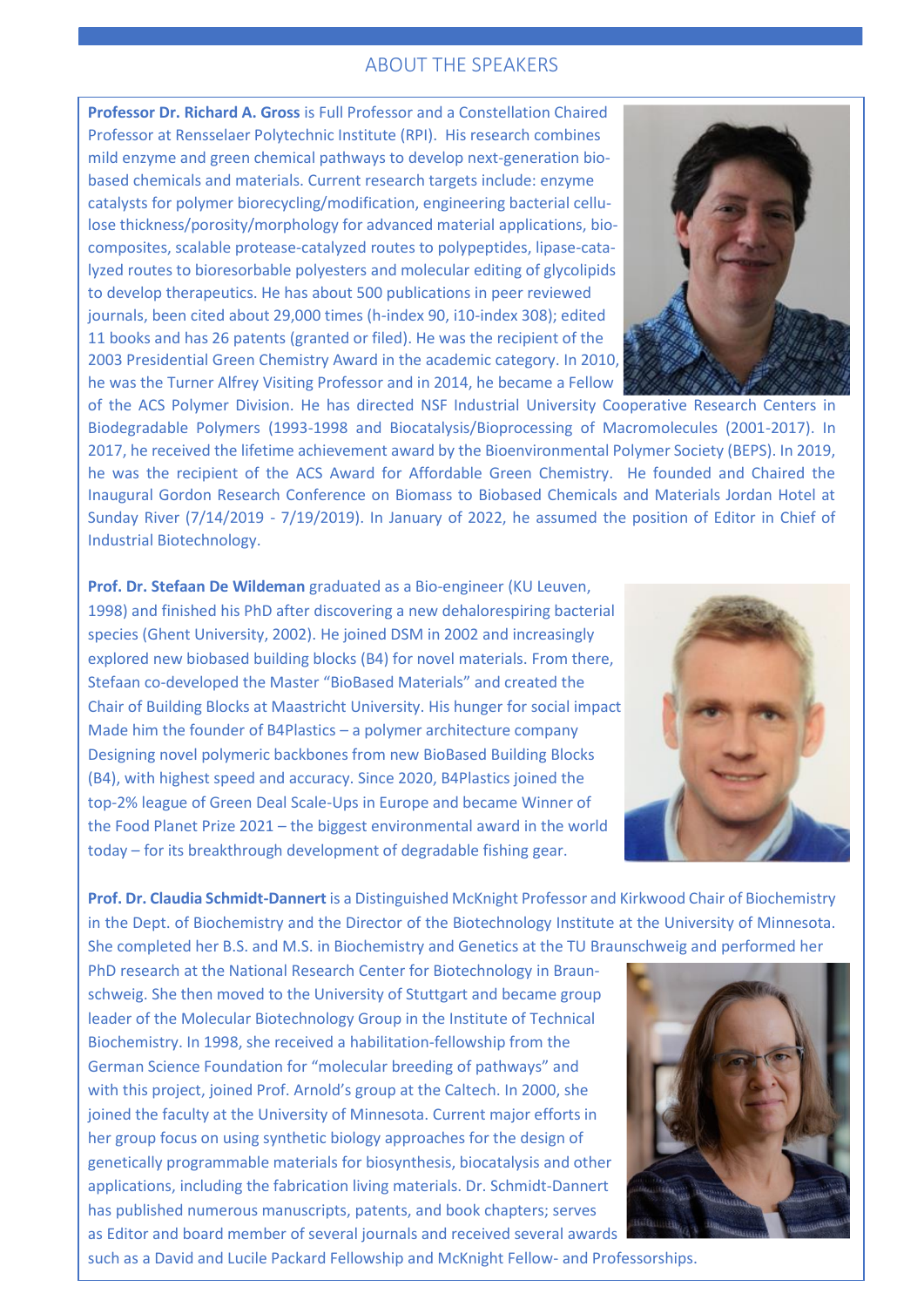## ABOUT THE SPEAKERS

**Professor Dr. Richard A. Gross** is Full Professor and a Constellation Chaired Professor at Rensselaer Polytechnic Institute (RPI). His research combines mild enzyme and green chemical pathways to develop next-generation bio-based chemicals and materials. Current research targets include: enzyme catalysts for polymer biorecycling/modification, engineering bacterial cellulose thickness/porosity/morphology for advanced material applications, bio-composites, scalable protease-catalyzed routes to polypeptides, lipase-catalyzed routes to bioresorbable polyesters and molecular editing of glycolipids to develop therapeutics. He has about 500 publications in peer reviewed journals, been cited about 29,000 times (h-index 90, i10-index 308); edited 11 books and has 26 patents (granted or filed). He was the recipient of the 2003 Presidential Green Chemistry Award in the academic category. In 2010, he was the Turner Alfrey Visiting Professor and in 2014, he became a Fellow of the ACS Polymer Division. He has directed NSF Industrial University Cooperative Research Centers in Biodegradable Polymers (1993-1998 and Biocatalysis/Bioprocessing of Macromolecules (2001-2017). In 2017, he received the lifetime achievement award by the Bioenvironmental Polymer Society (BEPS). In 2019, he was the recipient of the ACS Award for Affordable Green Chemistry. He founded and Chaired the Inaugural Gordon Research Conference on Biomass to Biobased Chemicals and Materials Jordan Hotel at Sunday River (7/14/2019 - 7/19/2019). In January of 2022, he assumed the position of Editor in Chief of Industrial Biotechnology.

**Prof. Dr. Stefaan De Wildeman** graduated as a Bio-engineer (KU Leuven, 1998) and finished his PhD after discovering a new dehalorespiring bacterial species (Ghent University, 2002). He joined DSM in 2002 and increasingly explored new biobased building blocks (B4) for novel materials. From there, Stefaan co-developed the Master "BioBased Materials" and created the Chair of Building Blocks at Maastricht University. His hunger for social impact Made him the founder of B4Plastics – a polymer architecture company Designing novel polymeric backbones from new BioBased Building Blocks (B4), with highest speed and accuracy. Since 2020, B4Plastics joined the top-2% league of Green Deal Scale-Ups in Europe and became Winner of the Food Planet Prize 2021 – the biggest environmental award in the world today – for its breakthrough development of degradable fishing gear.

**Prof. Dr. Claudia Schmidt-Dannert** is a Distinguished McKnight Professor and Kirkwood Chair of Biochemistry in the Dept. of Biochemistry and the Director of the Biotechnology Institute at the University of Minnesota. She completed her B.S. and M.S. in Biochemistry and Genetics at the TU Braunschweig and performed her PhD research at the National Research Center for Biotechnology in Braunschweig. She then moved to the University of Stuttgart and became group leader of the Molecular Biotechnology Group in the Institute of Technical Biochemistry. In 1998, she received a habilitation-fellowship from the German Science Foundation for "molecular breeding of pathways" and with this project, joined Prof. Arnold's group at the Caltech. In 2000, she joined the faculty at the University of Minnesota. Current major efforts in her group focus on using synthetic biology approaches for the design of genetically programmable materials for biosynthesis, biocatalysis and other applications, including the fabrication living materials. Dr. Schmidt-Dannert has published numerous manuscripts, patents, and book chapters; serves as Editor and board member of several journals and received several awards such as a David and Lucile Packard Fellowship and McKnight Fellow- and Professorships.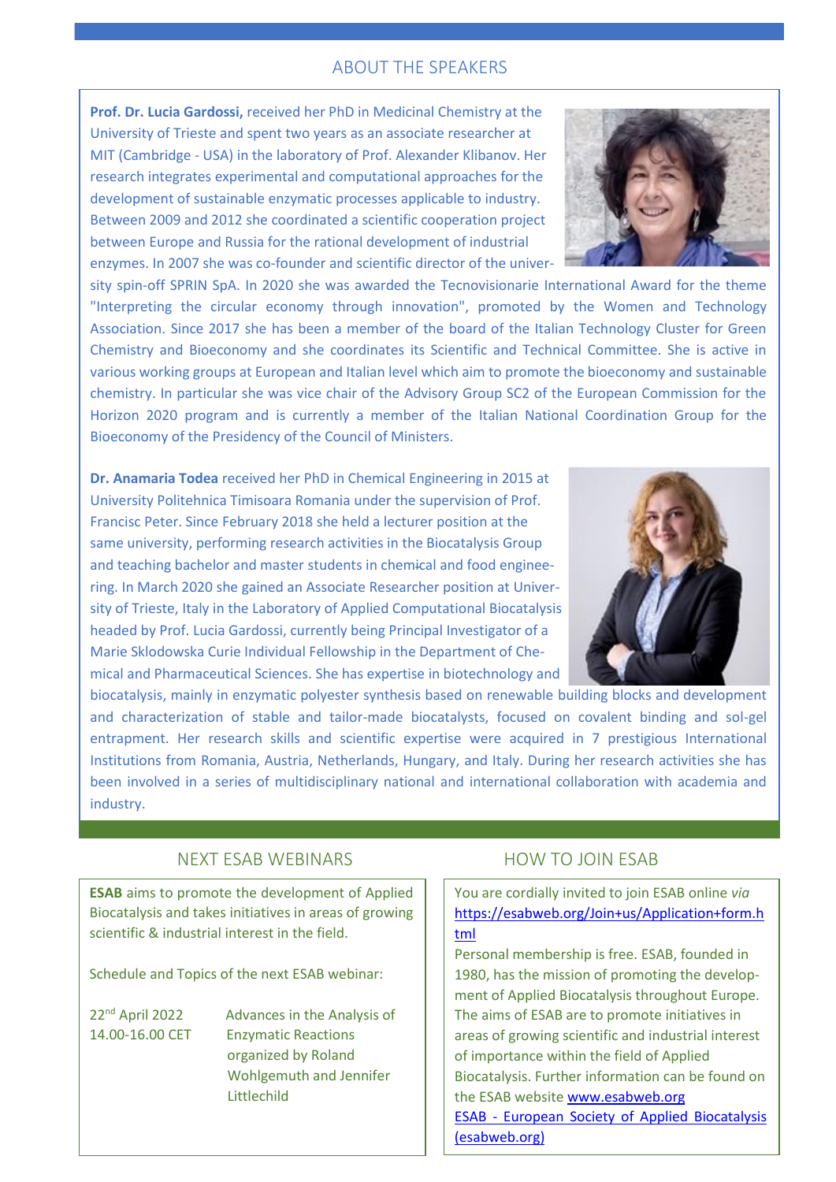## ABOUT THE SPEAKERS

**Prof. Dr. Lucia Gardossi,** received her PhD in Medicinal Chemistry at the University of Trieste and spent two years as an associate researcher at MIT (Cambridge - USA) in the laboratory of Prof. Alexander Klibanov. Her research integrates experimental and computational approaches for the development of sustainable enzymatic processes applicable to industry. Between 2009 and 2012 she coordinated a scientific cooperation project between Europe and Russia for the rational development of industrial enzymes. In 2007 she was co-founder and scientific director of the university spin-off SPRIN SpA. In 2020 she was awarded the Tecnovisionarie International Award for the theme "Interpreting the circular economy through innovation", promoted by the Women and Technology Association. Since 2017 she has been a member of the board of the Italian Technology Cluster for Green Chemistry and Bioeconomy and she coordinates its Scientific and Technical Committee. She is active in various working groups at European and Italian level which aim to promote the bioeconomy and sustainable chemistry. In particular she was vice chair of the Advisory Group SC2 of the European Commission for the Horizon 2020 program and is currently a member of the Italian National Coordination Group for the Bioeconomy of the Presidency of the Council of Ministers.

**Dr. Anamaria Todea** received her PhD in Chemical Engineering in 2015 at University Politehnica Timisoara Romania under the supervision of Prof. Francisc Peter. Since February 2018 she held a lecturer position at the same university, performing research activities in the Biocatalysis Group and teaching bachelor and master students in chemical and food engineering. In March 2020 she gained an Associate Researcher position at University of Trieste, Italy in the Laboratory of Applied Computational Biocatalysis headed by Prof. Lucia Gardossi, currently being Principal Investigator of a Marie Sklodowska Curie Individual Fellowship in the Department of Chemical and Pharmaceutical Sciences. She has expertise in biotechnology and biocatalysis, mainly in enzymatic polyester synthesis based on renewable building blocks and development and characterization of stable and tailor-made biocatalysts, focused on covalent binding and sol-gel entrapment. Her research skills and scientific expertise were acquired in 7 prestigious International Institutions from Romania, Austria, Netherlands, Hungary, and Italy. During her research activities she has been involved in a series of multidisciplinary national and international collaboration with academia and industry.

## NEXT ESAB WEBINARS

**ESAB** aims to promote the development of Applied Biocatalysis and takes initiatives in areas of growing scientific & industrial interest in the field.

Schedule and Topics of the next ESAB webinar:

22nd April 2022
14.00-16.00 CET

Advances in the Analysis of Enzymatic Reactions organized by Roland Wohlgemuth and Jennifer Littlechild

## HOW TO JOIN ESAB

You are cordially invited to join ESAB online *via* https://esabweb.org/Join+us/Application+form.html

Personal membership is free. ESAB, founded in 1980, has the mission of promoting the development of Applied Biocatalysis throughout Europe. The aims of ESAB are to promote initiatives in areas of growing scientific and industrial interest of importance within the field of Applied Biocatalysis. Further information can be found on the ESAB website www.esabweb.org

ESAB - European Society of Applied Biocatalysis (esabweb.org)